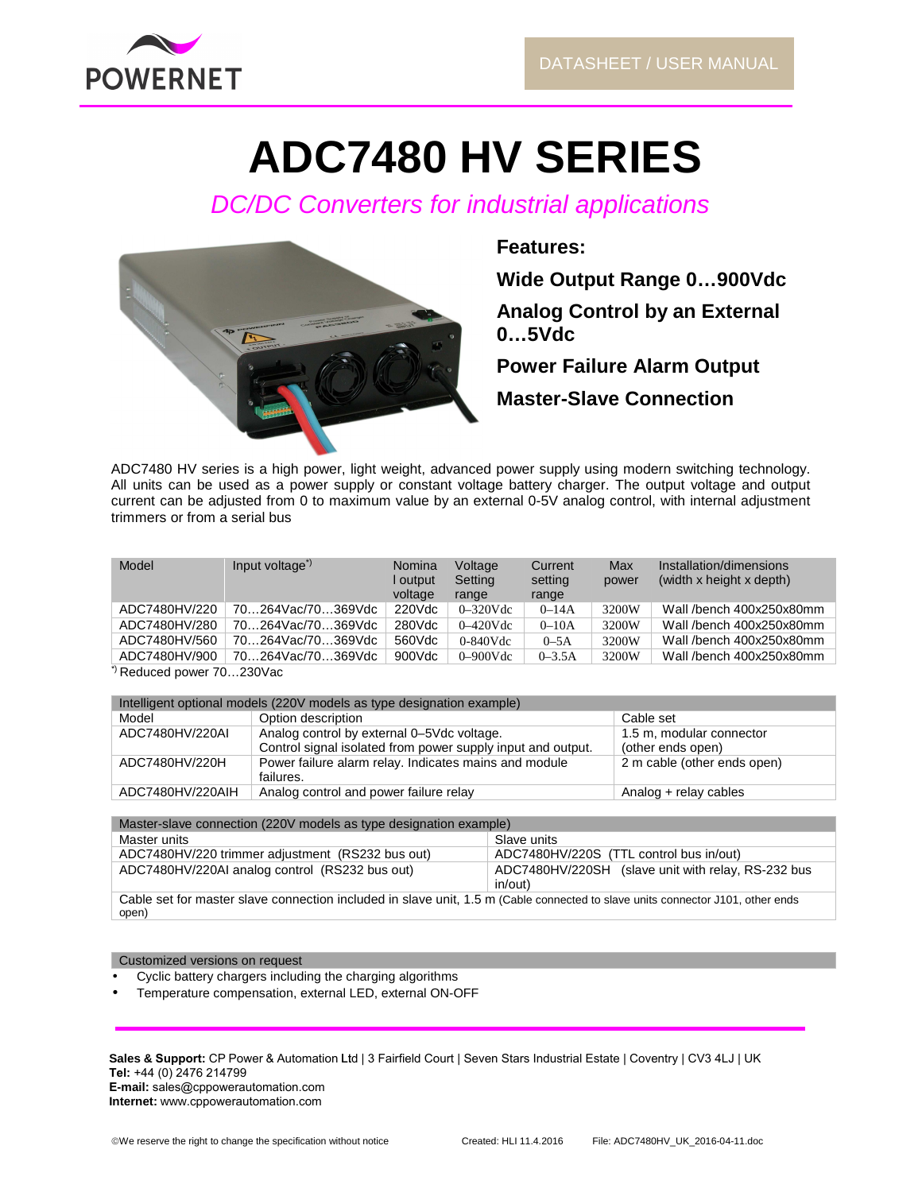POWERNET

DATASHEET / USER MANUAL

# ADC7480 HV SERIES

*DC/DC Converters for industrial applications*

**Features:**

**Wide Output Range 0…900Vdc**

**Analog Control by an External 0…5Vdc**

**Power Failure Alarm Output**

**Master-Slave Connection**

ADC7480 HV series is a high power, light weight, advanced power supply using modern switching technology. All units can be used as a power supply or constant voltage battery charger. The output voltage and output current can be adjusted from 0 to maximum value by an external 0-5V analog control, with internal adjustment trimmers or from a serial bus

| Model | Input voltage*) | Nominal output voltage | Voltage Setting range | Current setting range | Max power | Installation/dimensions (width x height x depth) |
|---|---|---|---|---|---|---|
| ADC7480HV/220 | 70…264Vac/70…369Vdc | 220Vdc | 0–320Vdc | 0–14A | 3200W | Wall /bench 400x250x80mm |
| ADC7480HV/280 | 70…264Vac/70…369Vdc | 280Vdc | 0–420Vdc | 0–10A | 3200W | Wall /bench 400x250x80mm |
| ADC7480HV/560 | 70…264Vac/70…369Vdc | 560Vdc | 0-840Vdc | 0–5A | 3200W | Wall /bench 400x250x80mm |
| ADC7480HV/900 | 70…264Vac/70…369Vdc | 900Vdc | 0–900Vdc | 0–3.5A | 3200W | Wall /bench 400x250x80mm |

*) Reduced power 70…230Vac

| Intelligent optional models (220V models as type designation example) | | |
|---|---|---|
| Model | Option description | Cable set |
| ADC7480HV/220AI | Analog control by external 0–5Vdc voltage. Control signal isolated from power supply input and output. | 1.5 m, modular connector (other ends open) |
| ADC7480HV/220H | Power failure alarm relay. Indicates mains and module failures. | 2 m cable (other ends open) |
| ADC7480HV/220AIH | Analog control and power failure relay | Analog + relay cables |

| Master-slave connection (220V models as type designation example) | |
|---|---|
| Master units | Slave units |
| ADC7480HV/220 trimmer adjustment (RS232 bus out) | ADC7480HV/220S (TTL control bus in/out) |
| ADC7480HV/220AI analog control (RS232 bus out) | ADC7480HV/220SH (slave unit with relay, RS-232 bus in/out) |
| Cable set for master slave connection included in slave unit, 1.5 m (Cable connected to slave units connector J101, other ends open) | |

**Customized versions on request**

- Cyclic battery chargers including the charging algorithms
- Temperature compensation, external LED, external ON-OFF

**Sales & Support:** CP Power & Automation Ltd | 3 Fairfield Court | Seven Stars Industrial Estate | Coventry | CV3 4LJ | UK
**Tel:** +44 (0) 2476 214799
**E-mail:** sales@cppowerautomation.com
**Internet:** www.cppowerautomation.com

©We reserve the right to change the specification without notice    Created: HLI 11.4.2016    File: ADC7480HV_UK_2016-04-11.doc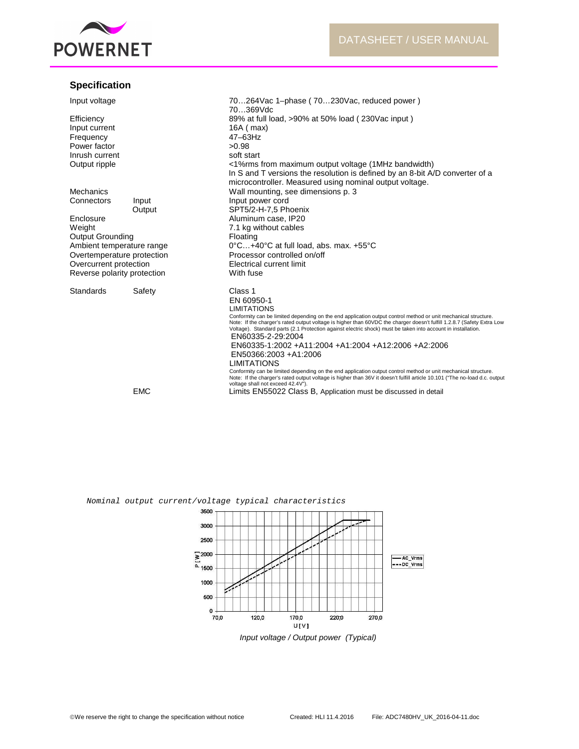## Specification

| | | |
|---|---|---|
| Input voltage | | 70…264Vac 1–phase ( 70…230Vac, reduced power )<br>70…369Vdc |
| Efficiency | | 89% at full load, >90% at 50% load ( 230Vac input ) |
| Input current | | 16A ( max) |
| Frequency | | 47–63Hz |
| Power factor | | >0.98 |
| Inrush current | | soft start |
| Output ripple | | <1%rms from maximum output voltage (1MHz bandwidth)<br>In S and T versions the resolution is defined by an 8-bit A/D converter of a microcontroller. Measured using nominal output voltage. |
| Mechanics | | Wall mounting, see dimensions p. 3 |
| Connectors | Input | Input power cord |
| | Output | SPT5/2-H-7,5 Phoenix |
| Enclosure | | Aluminum case, IP20 |
| Weight | | 7.1 kg without cables |
| Output Grounding | | Floating |
| Ambient temperature range | | 0°C…+40°C at full load, abs. max. +55°C |
| Overtemperature protection | | Processor controlled on/off |
| Overcurrent protection | | Electrical current limit |
| Reverse polarity protection | | With fuse |
| Standards | Safety | Class 1<br>EN 60950-1<br>LIMITATIONS<br>Conformity can be limited depending on the end application output control method or unit mechanical structure.<br>Note: If the charger's rated output voltage is higher than 60VDC the charger doesn't fulfill 1.2.8.7 (Safety Extra Low Voltage). Standard parts (2.1 Protection against electric shock) must be taken into account in installation.<br>EN60335-2-29:2004<br>EN60335-1:2002 +A11:2004 +A1:2004 +A12:2006 +A2:2006<br>EN50366:2003 +A1:2006<br>LIMITATIONS<br>Conformity can be limited depending on the end application output control method or unit mechanical structure.<br>Note: If the charger's rated output voltage is higher than 36V it doesn't fulfill article 10.101 ("The no-load d.c. output voltage shall not exceed 42.4V"). |
| | EMC | Limits EN55022 Class B, Application must be discussed in detail |

*Nominal output current/voltage typical characteristics*

*Input voltage / Output power (Typical)*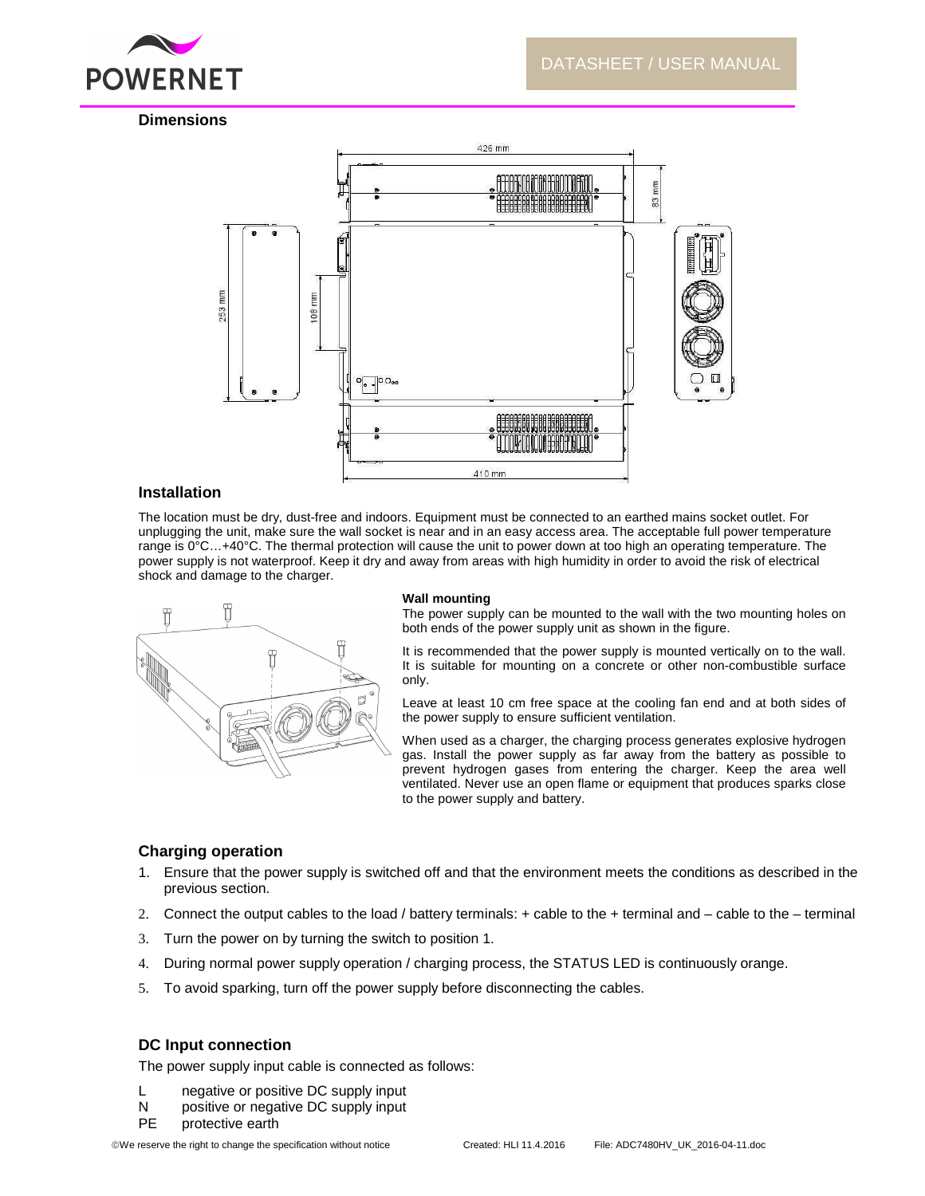## Dimensions

## Installation

The location must be dry, dust-free and indoors. Equipment must be connected to an earthed mains socket outlet. For unplugging the unit, make sure the wall socket is near and in an easy access area. The acceptable full power temperature range is 0°C…+40°C. The thermal protection will cause the unit to power down at too high an operating temperature. The power supply is not waterproof. Keep it dry and away from areas with high humidity in order to avoid the risk of electrical shock and damage to the charger.

**Wall mounting**

The power supply can be mounted to the wall with the two mounting holes on both ends of the power supply unit as shown in the figure.

It is recommended that the power supply is mounted vertically on to the wall. It is suitable for mounting on a concrete or other non-combustible surface only.

Leave at least 10 cm free space at the cooling fan end and at both sides of the power supply to ensure sufficient ventilation.

When used as a charger, the charging process generates explosive hydrogen gas. Install the power supply as far away from the battery as possible to prevent hydrogen gases from entering the charger. Keep the area well ventilated. Never use an open flame or equipment that produces sparks close to the power supply and battery.

## Charging operation

1. Ensure that the power supply is switched off and that the environment meets the conditions as described in the previous section.
2. Connect the output cables to the load / battery terminals: + cable to the + terminal and – cable to the – terminal
3. Turn the power on by turning the switch to position 1.
4. During normal power supply operation / charging process, the STATUS LED is continuously orange.
5. To avoid sparking, turn off the power supply before disconnecting the cables.

## DC Input connection

The power supply input cable is connected as follows:

L negative or positive DC supply input
N positive or negative DC supply input
PE protective earth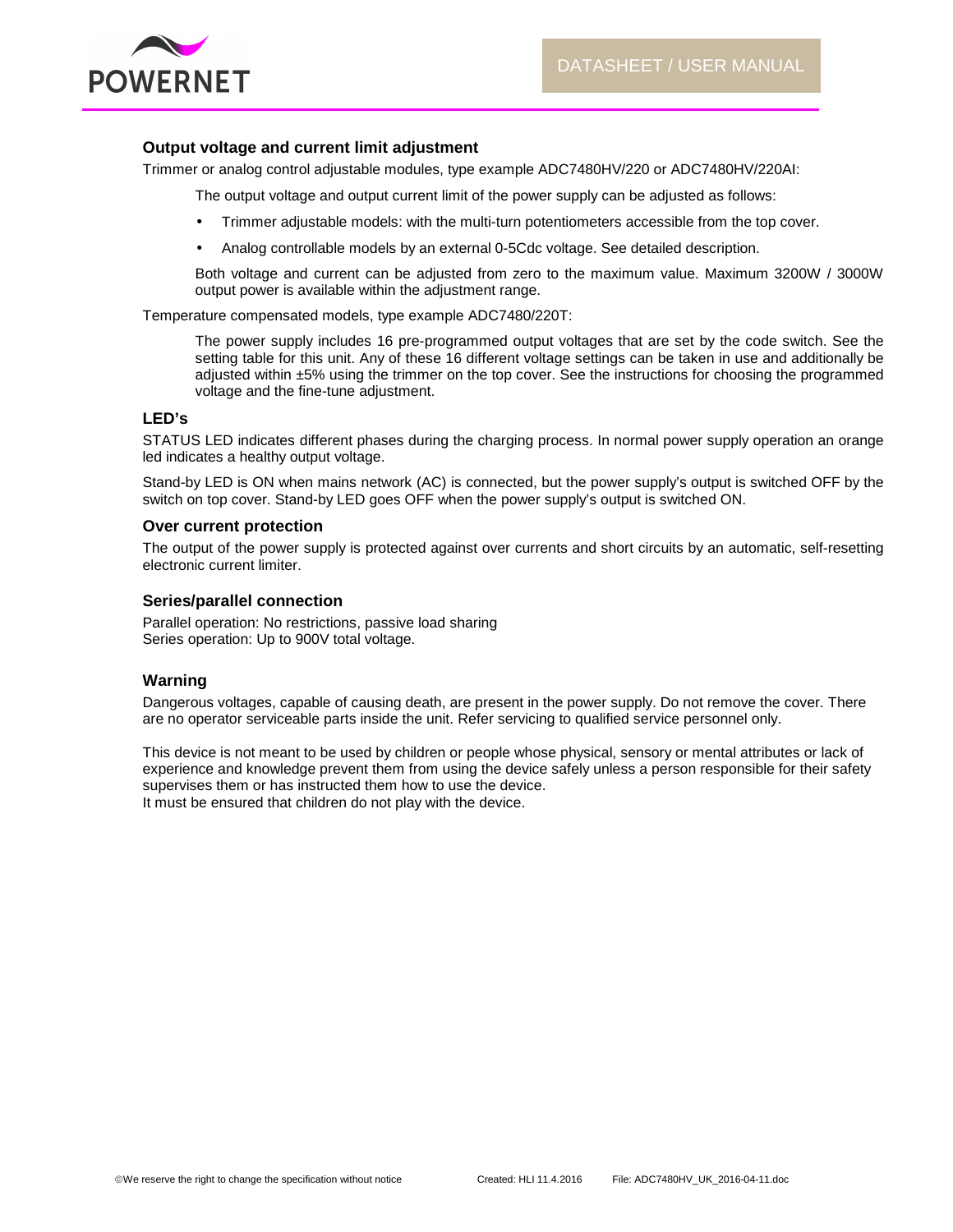### Output voltage and current limit adjustment

Trimmer or analog control adjustable modules, type example ADC7480HV/220 or ADC7480HV/220AI:

The output voltage and output current limit of the power supply can be adjusted as follows:

- Trimmer adjustable models: with the multi-turn potentiometers accessible from the top cover.
- Analog controllable models by an external 0-5Cdc voltage. See detailed description.

Both voltage and current can be adjusted from zero to the maximum value. Maximum 3200W / 3000W output power is available within the adjustment range.

Temperature compensated models, type example ADC7480/220T:

The power supply includes 16 pre-programmed output voltages that are set by the code switch. See the setting table for this unit. Any of these 16 different voltage settings can be taken in use and additionally be adjusted within ±5% using the trimmer on the top cover. See the instructions for choosing the programmed voltage and the fine-tune adjustment.

### LED's

STATUS LED indicates different phases during the charging process. In normal power supply operation an orange led indicates a healthy output voltage.

Stand-by LED is ON when mains network (AC) is connected, but the power supply's output is switched OFF by the switch on top cover. Stand-by LED goes OFF when the power supply's output is switched ON.

### Over current protection

The output of the power supply is protected against over currents and short circuits by an automatic, self-resetting electronic current limiter.

### Series/parallel connection

Parallel operation: No restrictions, passive load sharing
Series operation: Up to 900V total voltage.

### Warning

Dangerous voltages, capable of causing death, are present in the power supply. Do not remove the cover. There are no operator serviceable parts inside the unit. Refer servicing to qualified service personnel only.

This device is not meant to be used by children or people whose physical, sensory or mental attributes or lack of experience and knowledge prevent them from using the device safely unless a person responsible for their safety supervises them or has instructed them how to use the device.
It must be ensured that children do not play with the device.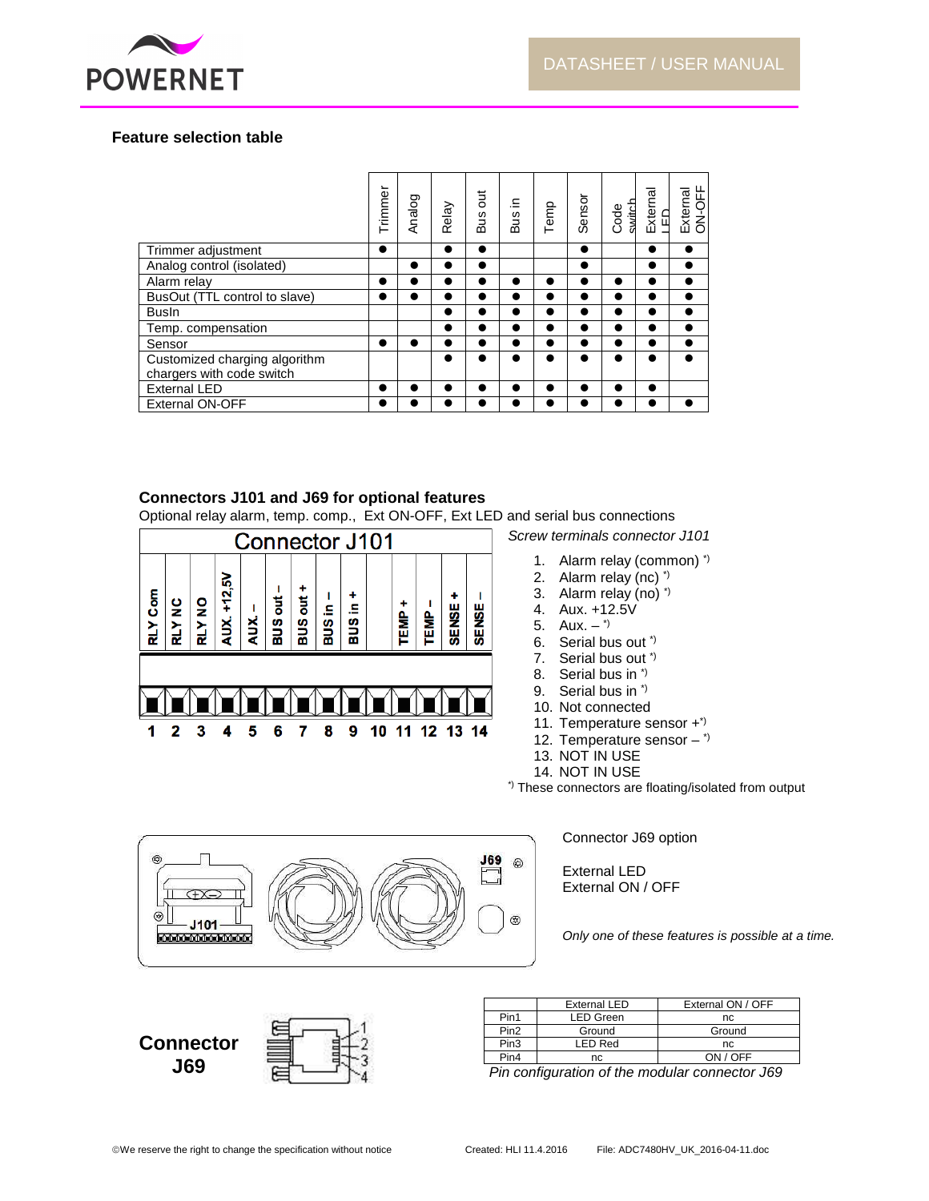### Feature selection table

| | Trimmer | Analog | Relay | Bus out | Bus in | Temp | Sensor | Code switch | External LED | External ON-OFF |
|---|---|---|---|---|---|---|---|---|---|---|
| Trimmer adjustment | ● | | ● | ● | | | ● | | ● | ● |
| Analog control (isolated) | | ● | ● | ● | | | ● | | ● | ● |
| Alarm relay | ● | ● | ● | ● | ● | ● | ● | ● | ● | ● |
| BusOut (TTL control to slave) | ● | ● | ● | ● | ● | ● | ● | ● | ● | ● |
| BusIn | | | ● | ● | ● | ● | ● | ● | ● | ● |
| Temp. compensation | | | ● | ● | ● | ● | ● | ● | ● | ● |
| Sensor | ● | ● | ● | ● | ● | ● | ● | ● | ● | ● |
| Customized charging algorithm chargers with code switch | | | ● | ● | ● | ● | ● | ● | ● | ● |
| External LED | ● | ● | ● | ● | ● | ● | ● | ● | ● | |
| External ON-OFF | ● | ● | ● | ● | ● | ● | ● | ● | ● | ● |

### Connectors J101 and J69 for optional features

Optional relay alarm, temp. comp., Ext ON-OFF, Ext LED and serial bus connections

**Connector J101**

| 1 | 2 | 3 | 4 | 5 | 6 | 7 | 8 | 9 | 10 | 11 | 12 | 13 | 14 |
|---|---|---|---|---|---|---|---|---|---|---|---|---|---|
| RLY Com | RLY NC | RLY NO | AUX. +12,5V | AUX. – | BUS out – | BUS out + | BUS in – | BUS in + | | TEMP + | TEMP – | SENSE + | SENSE – |

*Screw terminals connector J101*

1. Alarm relay (common) *)
2. Alarm relay (nc) *)
3. Alarm relay (no) *)
4. Aux. +12.5V
5. Aux. – *)
6. Serial bus out *)
7. Serial bus out *)
8. Serial bus in *)
9. Serial bus in *)
10. Not connected
11. Temperature sensor + *)
12. Temperature sensor – *)
13. NOT IN USE
14. NOT IN USE

*) These connectors are floating/isolated from output

Connector J69 option

External LED
External ON / OFF

*Only one of these features is possible at a time.*

**Connector J69**

| | External LED | External ON / OFF |
|---|---|---|
| Pin1 | LED Green | nc |
| Pin2 | Ground | Ground |
| Pin3 | LED Red | nc |
| Pin4 | nc | ON / OFF |

*Pin configuration of the modular connector J69*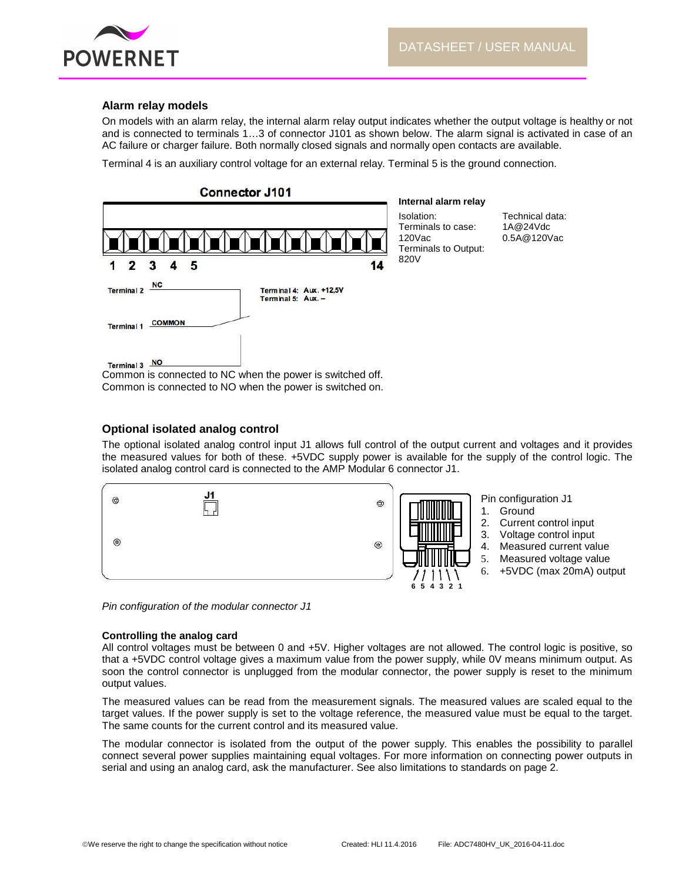### Alarm relay models

On models with an alarm relay, the internal alarm relay output indicates whether the output voltage is healthy or not and is connected to terminals 1…3 of connector J101 as shown below. The alarm signal is activated in case of an AC failure or charger failure. Both normally closed signals and normally open contacts are available.

Terminal 4 is an auxiliary control voltage for an external relay. Terminal 5 is the ground connection.

**Connector J101**

1 2 3 4 5 14

Terminal 2 NC

Terminal 1 COMMON

Terminal 3 NO

Terminal 4: Aux. +12,5V
Terminal 5: Aux. –

**Internal alarm relay**

| Isolation: | Technical data: |
|---|---|
| Terminals to case: 120Vac | 1A@24Vdc |
| Terminals to Output: 820V | 0.5A@120Vac |

Common is connected to NC when the power is switched off.
Common is connected to NO when the power is switched on.

### Optional isolated analog control

The optional isolated analog control input J1 allows full control of the output current and voltages and it provides the measured values for both of these. +5VDC supply power is available for the supply of the control logic. The isolated analog control card is connected to the AMP Modular 6 connector J1.

Pin configuration J1

1. Ground
2. Current control input
3. Voltage control input
4. Measured current value
5. Measured voltage value
6. +5VDC (max 20mA) output

*Pin configuration of the modular connector J1*

**Controlling the analog card**

All control voltages must be between 0 and +5V. Higher voltages are not allowed. The control logic is positive, so that a +5VDC control voltage gives a maximum value from the power supply, while 0V means minimum output. As soon the control connector is unplugged from the modular connector, the power supply is reset to the minimum output values.

The measured values can be read from the measurement signals. The measured values are scaled equal to the target values. If the power supply is set to the voltage reference, the measured value must be equal to the target. The same counts for the current control and its measured value.

The modular connector is isolated from the output of the power supply. This enables the possibility to parallel connect several power supplies maintaining equal voltages. For more information on connecting power outputs in serial and using an analog card, ask the manufacturer. See also limitations to standards on page 2.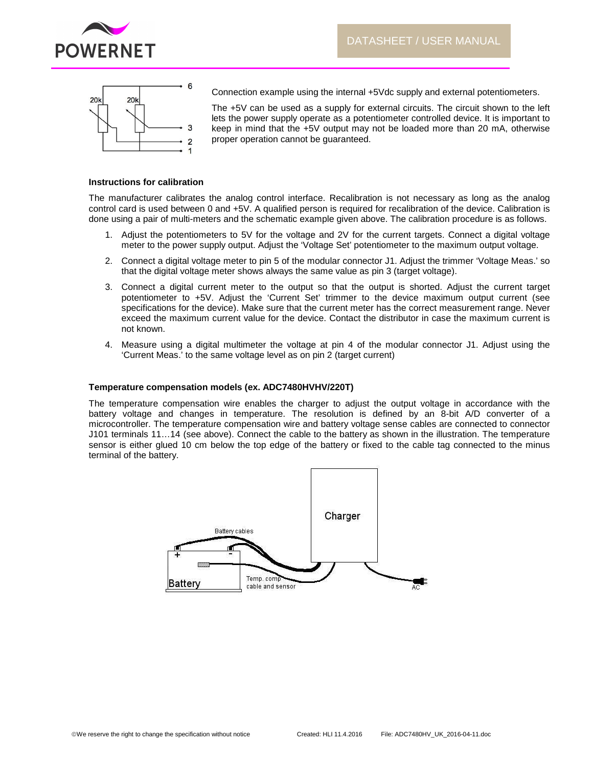Connection example using the internal +5Vdc supply and external potentiometers.

The +5V can be used as a supply for external circuits. The circuit shown to the left lets the power supply operate as a potentiometer controlled device. It is important to keep in mind that the +5V output may not be loaded more than 20 mA, otherwise proper operation cannot be guaranteed.

**Instructions for calibration**

The manufacturer calibrates the analog control interface. Recalibration is not necessary as long as the analog control card is used between 0 and +5V. A qualified person is required for recalibration of the device. Calibration is done using a pair of multi-meters and the schematic example given above. The calibration procedure is as follows.

1. Adjust the potentiometers to 5V for the voltage and 2V for the current targets. Connect a digital voltage meter to the power supply output. Adjust the 'Voltage Set' potentiometer to the maximum output voltage.
2. Connect a digital voltage meter to pin 5 of the modular connector J1. Adjust the trimmer 'Voltage Meas.' so that the digital voltage meter shows always the same value as pin 3 (target voltage).
3. Connect a digital current meter to the output so that the output is shorted. Adjust the current target potentiometer to +5V. Adjust the 'Current Set' trimmer to the device maximum output current (see specifications for the device). Make sure that the current meter has the correct measurement range. Never exceed the maximum current value for the device. Contact the distributor in case the maximum current is not known.
4. Measure using a digital multimeter the voltage at pin 4 of the modular connector J1. Adjust using the 'Current Meas.' to the same voltage level as on pin 2 (target current)

**Temperature compensation models (ex. ADC7480HVHV/220T)**

The temperature compensation wire enables the charger to adjust the output voltage in accordance with the battery voltage and changes in temperature. The resolution is defined by an 8-bit A/D converter of a microcontroller. The temperature compensation wire and battery voltage sense cables are connected to connector J101 terminals 11…14 (see above). Connect the cable to the battery as shown in the illustration. The temperature sensor is either glued 10 cm below the top edge of the battery or fixed to the cable tag connected to the minus terminal of the battery.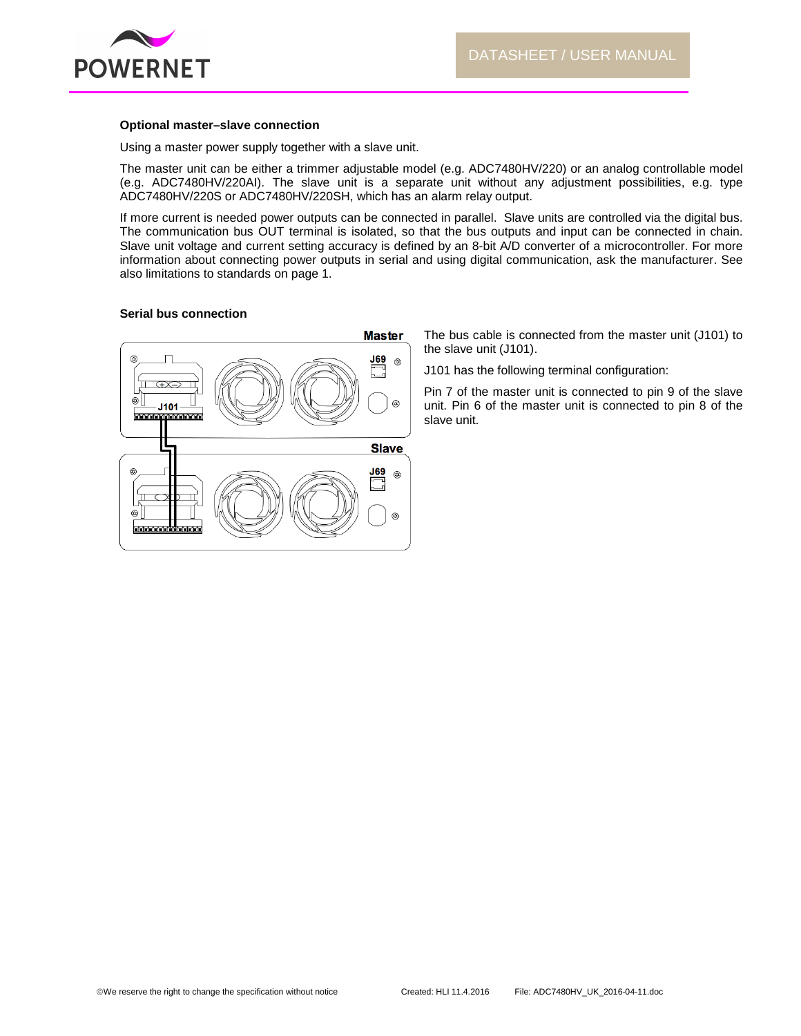**Optional master–slave connection**

Using a master power supply together with a slave unit.

The master unit can be either a trimmer adjustable model (e.g. ADC7480HV/220) or an analog controllable model (e.g. ADC7480HV/220AI). The slave unit is a separate unit without any adjustment possibilities, e.g. type ADC7480HV/220S or ADC7480HV/220SH, which has an alarm relay output.

If more current is needed power outputs can be connected in parallel. Slave units are controlled via the digital bus. The communication bus OUT terminal is isolated, so that the bus outputs and input can be connected in chain. Slave unit voltage and current setting accuracy is defined by an 8-bit A/D converter of a microcontroller. For more information about connecting power outputs in serial and using digital communication, ask the manufacturer. See also limitations to standards on page 1.

**Serial bus connection**

Master

J69

J101

Slave

J69

The bus cable is connected from the master unit (J101) to the slave unit (J101).

J101 has the following terminal configuration:

Pin 7 of the master unit is connected to pin 9 of the slave unit. Pin 6 of the master unit is connected to pin 8 of the slave unit.